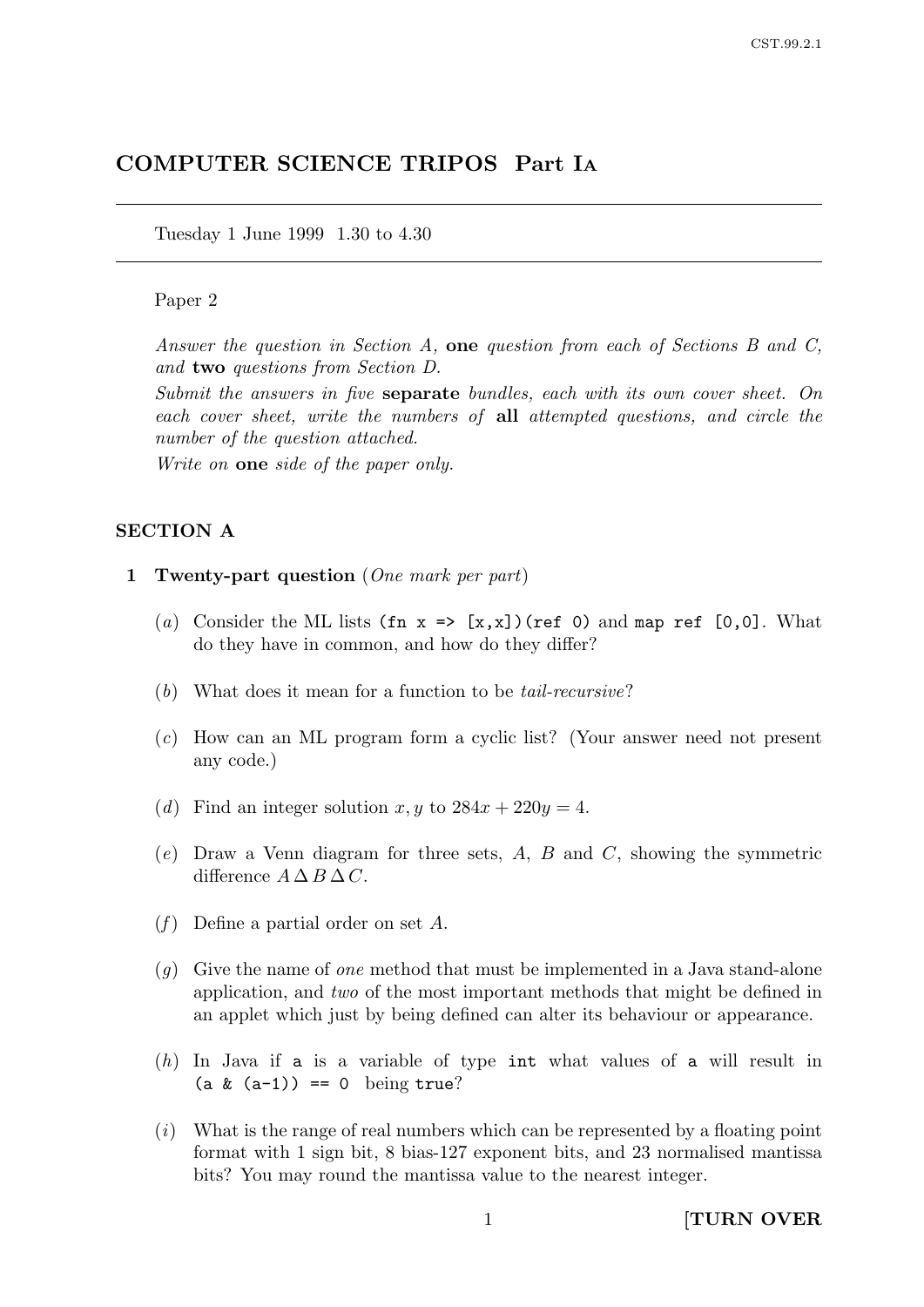# COMPUTER SCIENCE TRIPOS Part IA

Tuesday 1 June 1999 1.30 to 4.30

Paper 2

*Answer the question in Section A,* **one** *question from each of Sections B and C, and* **two** *questions from Section D.*

*Submit the answers in five* **separate** *bundles, each with its own cover sheet. On each cover sheet, write the numbers of* **all** *attempted questions, and circle the number of the question attached.*

*Write on* **one** *side of the paper only.*

## SECTION A

**1 Twenty-part question** (*One mark per part*)

(*a*) Consider the ML lists `(fn x => [x,x])(ref 0)` and `map ref [0,0]`. What do they have in common, and how do they differ?

(*b*) What does it mean for a function to be *tail-recursive*?

(*c*) How can an ML program form a cyclic list? (Your answer need not present any code.)

(*d*) Find an integer solution $x, y$ to $284x + 220y = 4$.

(*e*) Draw a Venn diagram for three sets, $A$, $B$ and $C$, showing the symmetric difference $A \Delta B \Delta C$.

(*f*) Define a partial order on set $A$.

(*g*) Give the name of *one* method that must be implemented in a Java stand-alone application, and *two* of the most important methods that might be defined in an applet which just by being defined can alter its behaviour or appearance.

(*h*) In Java if `a` is a variable of type `int` what values of `a` will result in `(a & (a-1)) == 0` being `true`?

(*i*) What is the range of real numbers which can be represented by a floating point format with 1 sign bit, 8 bias-127 exponent bits, and 23 normalised mantissa bits? You may round the mantissa value to the nearest integer.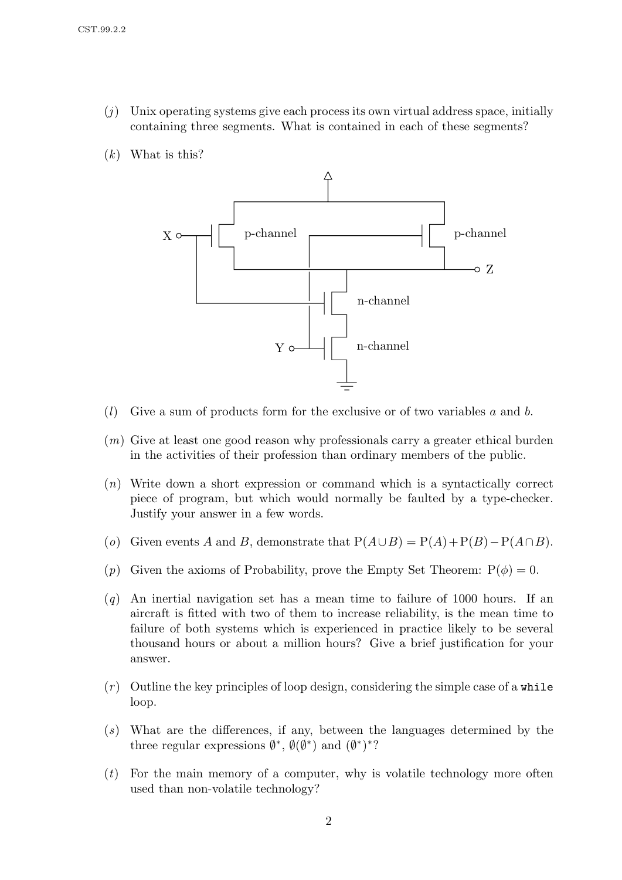(*j*) Unix operating systems give each process its own virtual address space, initially containing three segments. What is contained in each of these segments?

(*k*) What is this?

(*l*) Give a sum of products form for the exclusive or of two variables $a$ and $b$.

(*m*) Give at least one good reason why professionals carry a greater ethical burden in the activities of their profession than ordinary members of the public.

(*n*) Write down a short expression or command which is a syntactically correct piece of program, but which would normally be faulted by a type-checker. Justify your answer in a few words.

(*o*) Given events $A$ and $B$, demonstrate that $\mathrm{P}(A \cup B) = \mathrm{P}(A) + \mathrm{P}(B) - \mathrm{P}(A \cap B)$.

(*p*) Given the axioms of Probability, prove the Empty Set Theorem: $\mathrm{P}(\phi) = 0$.

(*q*) An inertial navigation set has a mean time to failure of 1000 hours. If an aircraft is fitted with two of them to increase reliability, is the mean time to failure of both systems which is experienced in practice likely to be several thousand hours or about a million hours? Give a brief justification for your answer.

(*r*) Outline the key principles of loop design, considering the simple case of a `while` loop.

(*s*) What are the differences, if any, between the languages determined by the three regular expressions $\emptyset^*$, $\emptyset(\emptyset^*)$ and $(\emptyset^*)^*$?

(*t*) For the main memory of a computer, why is volatile technology more often used than non-volatile technology?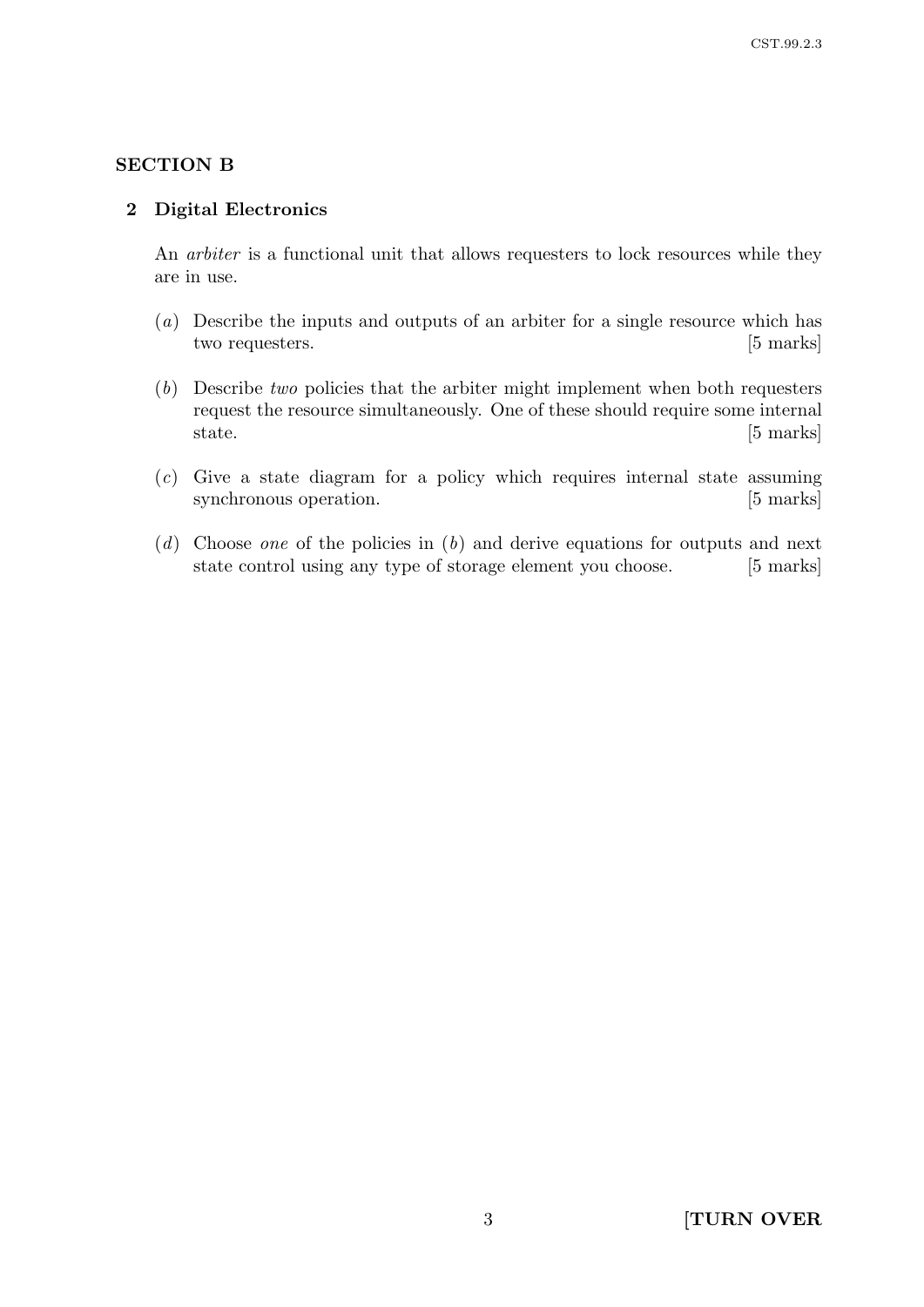## SECTION B

### 2 Digital Electronics

An *arbiter* is a functional unit that allows requesters to lock resources while they are in use.

(*a*) Describe the inputs and outputs of an arbiter for a single resource which has two requesters. [5 marks]

(*b*) Describe *two* policies that the arbiter might implement when both requesters request the resource simultaneously. One of these should require some internal state. [5 marks]

(*c*) Give a state diagram for a policy which requires internal state assuming synchronous operation. [5 marks]

(*d*) Choose *one* of the policies in (*b*) and derive equations for outputs and next state control using any type of storage element you choose. [5 marks]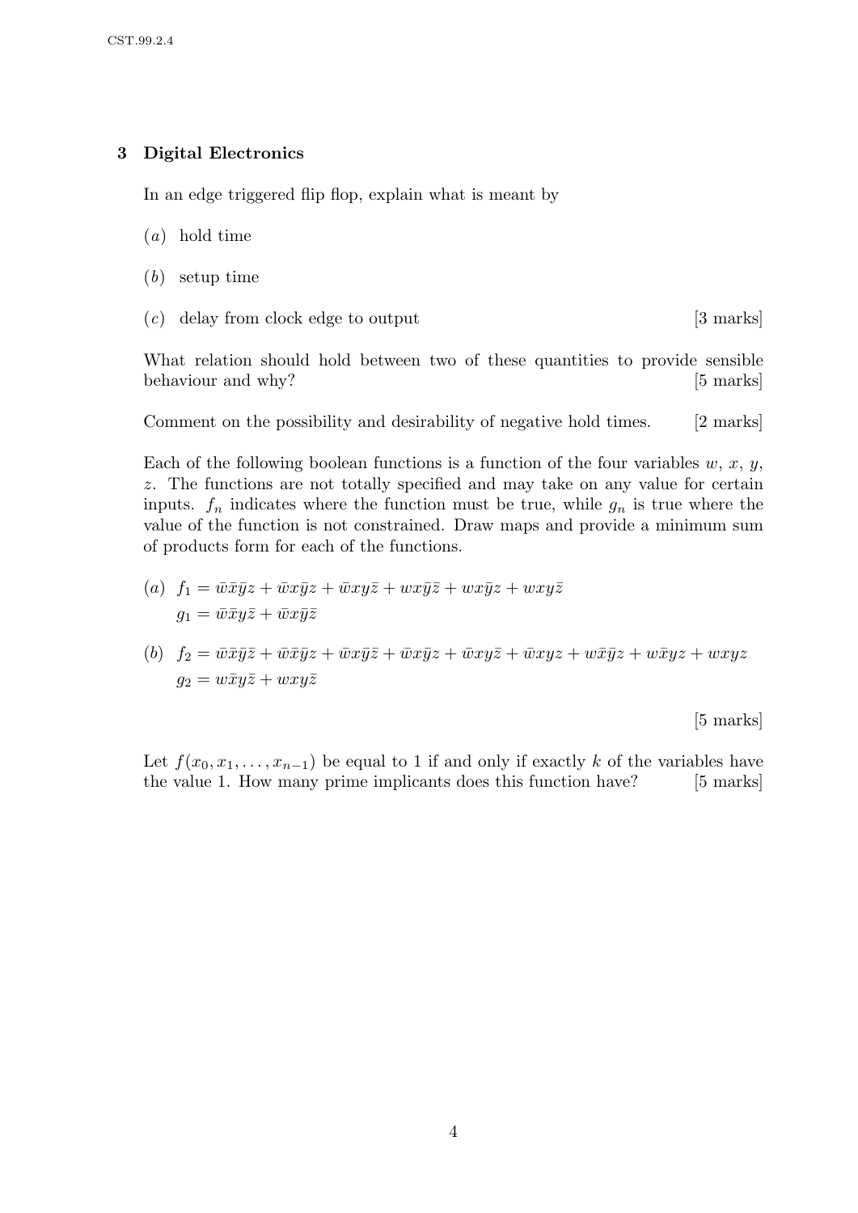## 3 Digital Electronics

In an edge triggered flip flop, explain what is meant by

(*a*) hold time

(*b*) setup time

(*c*) delay from clock edge to output [3 marks]

What relation should hold between two of these quantities to provide sensible behaviour and why? [5 marks]

Comment on the possibility and desirability of negative hold times. [2 marks]

Each of the following boolean functions is a function of the four variables $w$, $x$, $y$, $z$. The functions are not totally specified and may take on any value for certain inputs. $f_n$ indicates where the function must be true, while $g_n$ is true where the value of the function is not constrained. Draw maps and provide a minimum sum of products form for each of the functions.

(*a*) $f_1 = \bar{w}\bar{x}\bar{y}z + \bar{w}x\bar{y}z + \bar{w}xy\bar{z} + wx\bar{y}\bar{z} + wx\bar{y}z + wxy\bar{z}$
$g_1 = \bar{w}\bar{x}y\bar{z} + \bar{w}x\bar{y}\bar{z}$

(*b*) $f_2 = \bar{w}\bar{x}\bar{y}\bar{z} + \bar{w}\bar{x}\bar{y}z + \bar{w}x\bar{y}\bar{z} + \bar{w}x\bar{y}z + \bar{w}xy\bar{z} + \bar{w}xyz + w\bar{x}\bar{y}z + w\bar{x}yz + wxyz$
$g_2 = w\bar{x}y\bar{z} + wxy\bar{z}$

[5 marks]

Let $f(x_0, x_1, \ldots, x_{n-1})$ be equal to 1 if and only if exactly $k$ of the variables have the value 1. How many prime implicants does this function have? [5 marks]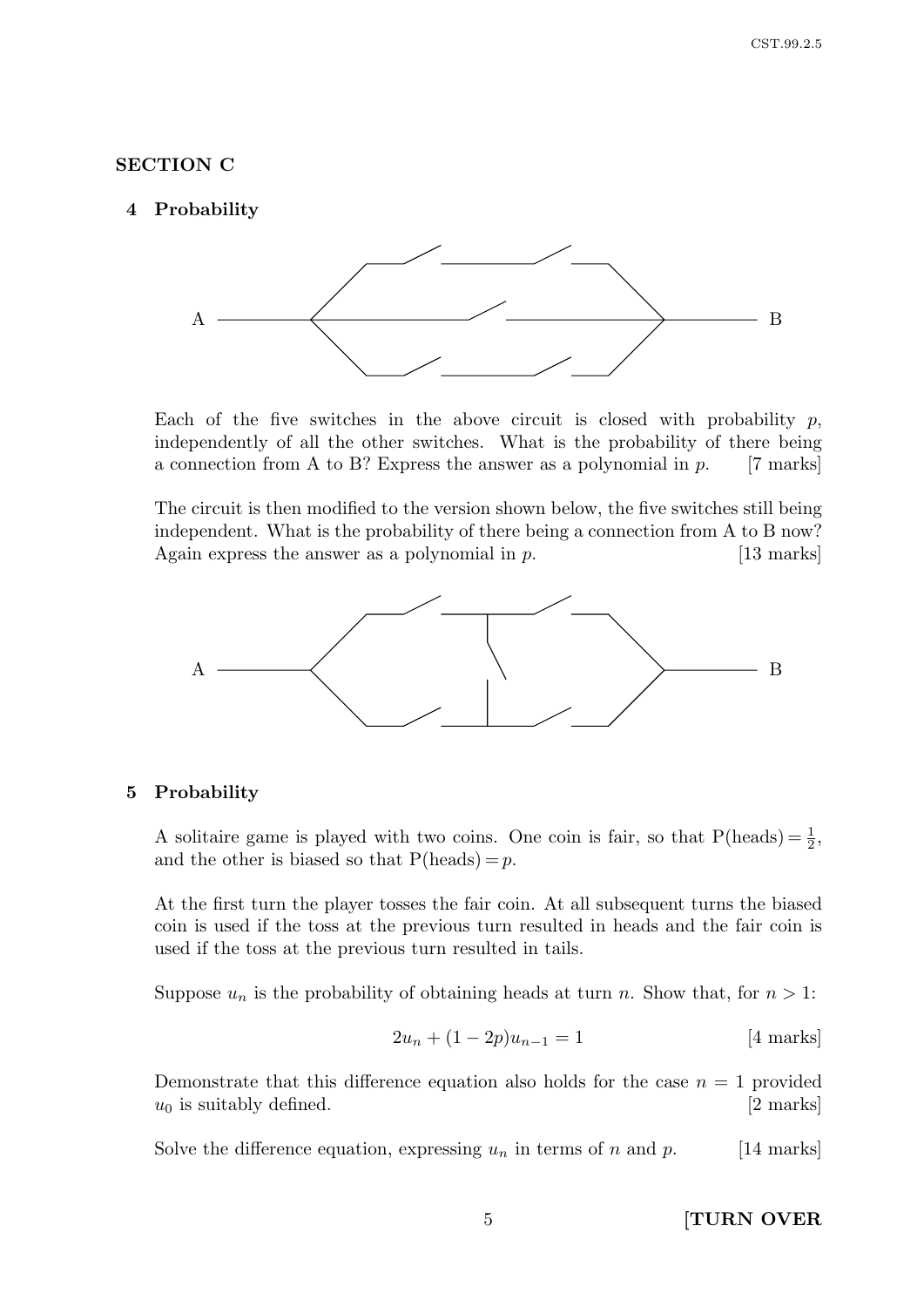## SECTION C

### 4 Probability

Each of the five switches in the above circuit is closed with probability $p$, independently of all the other switches. What is the probability of there being a connection from A to B? Express the answer as a polynomial in $p$. [7 marks]

The circuit is then modified to the version shown below, the five switches still being independent. What is the probability of there being a connection from A to B now? Again express the answer as a polynomial in $p$. [13 marks]

### 5 Probability

A solitaire game is played with two coins. One coin is fair, so that $\mathrm{P(heads)} = \frac{1}{2}$, and the other is biased so that $\mathrm{P(heads)} = p$.

At the first turn the player tosses the fair coin. At all subsequent turns the biased coin is used if the toss at the previous turn resulted in heads and the fair coin is used if the toss at the previous turn resulted in tails.

Suppose $u_n$ is the probability of obtaining heads at turn $n$. Show that, for $n > 1$:

$$2u_n + (1 - 2p)u_{n-1} = 1 \qquad \text{[4 marks]}$$

Demonstrate that this difference equation also holds for the case $n = 1$ provided $u_0$ is suitably defined. [2 marks]

Solve the difference equation, expressing $u_n$ in terms of $n$ and $p$. [14 marks]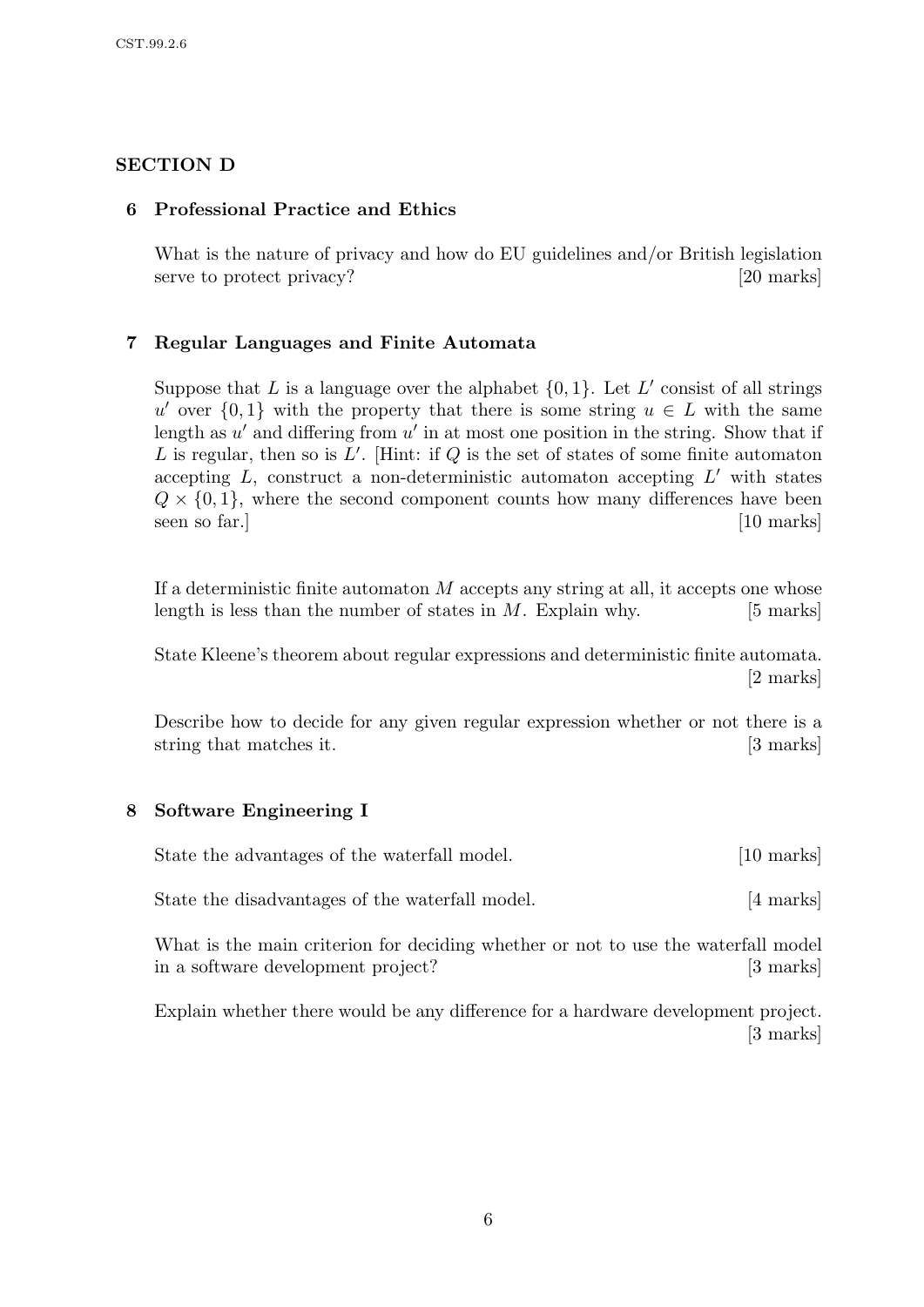## SECTION D

### 6 Professional Practice and Ethics

What is the nature of privacy and how do EU guidelines and/or British legislation serve to protect privacy? [20 marks]

### 7 Regular Languages and Finite Automata

Suppose that $L$ is a language over the alphabet $\{0, 1\}$. Let $L'$ consist of all strings $u'$ over $\{0, 1\}$ with the property that there is some string $u \in L$ with the same length as $u'$ and differing from $u'$ in at most one position in the string. Show that if $L$ is regular, then so is $L'$. [Hint: if $Q$ is the set of states of some finite automaton accepting $L$, construct a non-deterministic automaton accepting $L'$ with states $Q \times \{0, 1\}$, where the second component counts how many differences have been seen so far.] [10 marks]

If a deterministic finite automaton $M$ accepts any string at all, it accepts one whose length is less than the number of states in $M$. Explain why. [5 marks]

State Kleene's theorem about regular expressions and deterministic finite automata. [2 marks]

Describe how to decide for any given regular expression whether or not there is a string that matches it. [3 marks]

### 8 Software Engineering I

State the advantages of the waterfall model. [10 marks]

State the disadvantages of the waterfall model. [4 marks]

What is the main criterion for deciding whether or not to use the waterfall model in a software development project? [3 marks]

Explain whether there would be any difference for a hardware development project. [3 marks]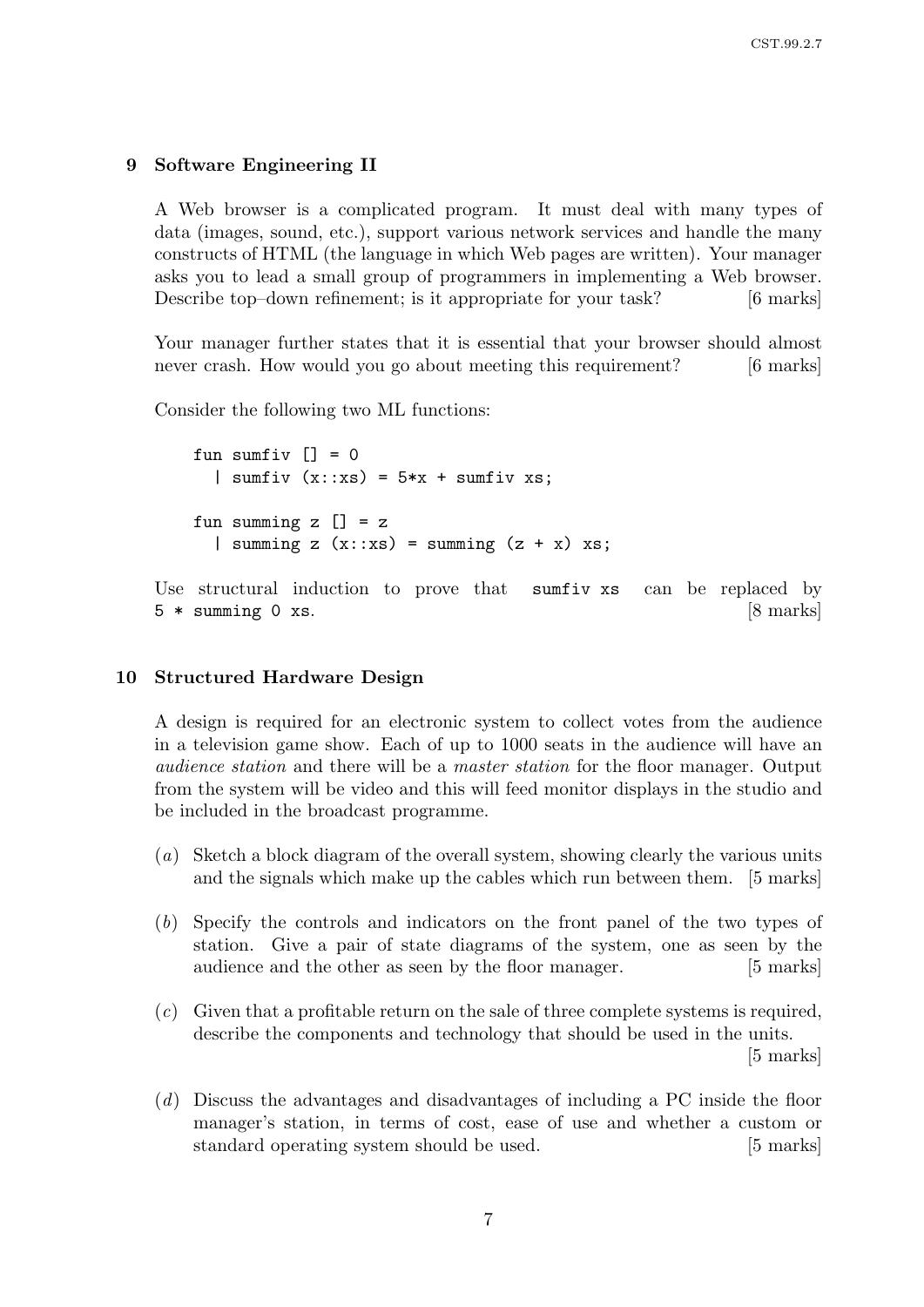## 9 Software Engineering II

A Web browser is a complicated program. It must deal with many types of data (images, sound, etc.), support various network services and handle the many constructs of HTML (the language in which Web pages are written). Your manager asks you to lead a small group of programmers in implementing a Web browser. Describe top–down refinement; is it appropriate for your task? [6 marks]

Your manager further states that it is essential that your browser should almost never crash. How would you go about meeting this requirement? [6 marks]

Consider the following two ML functions:

```
fun sumfiv [] = 0
  | sumfiv (x::xs) = 5*x + sumfiv xs;

fun summing z [] = z
  | summing z (x::xs) = summing (z + x) xs;
```

Use structural induction to prove that `sumfiv xs` can be replaced by `5 * summing 0 xs`. [8 marks]

## 10 Structured Hardware Design

A design is required for an electronic system to collect votes from the audience in a television game show. Each of up to 1000 seats in the audience will have an *audience station* and there will be a *master station* for the floor manager. Output from the system will be video and this will feed monitor displays in the studio and be included in the broadcast programme.

(*a*) Sketch a block diagram of the overall system, showing clearly the various units and the signals which make up the cables which run between them. [5 marks]

(*b*) Specify the controls and indicators on the front panel of the two types of station. Give a pair of state diagrams of the system, one as seen by the audience and the other as seen by the floor manager. [5 marks]

(*c*) Given that a profitable return on the sale of three complete systems is required, describe the components and technology that should be used in the units. [5 marks]

(*d*) Discuss the advantages and disadvantages of including a PC inside the floor manager's station, in terms of cost, ease of use and whether a custom or standard operating system should be used. [5 marks]